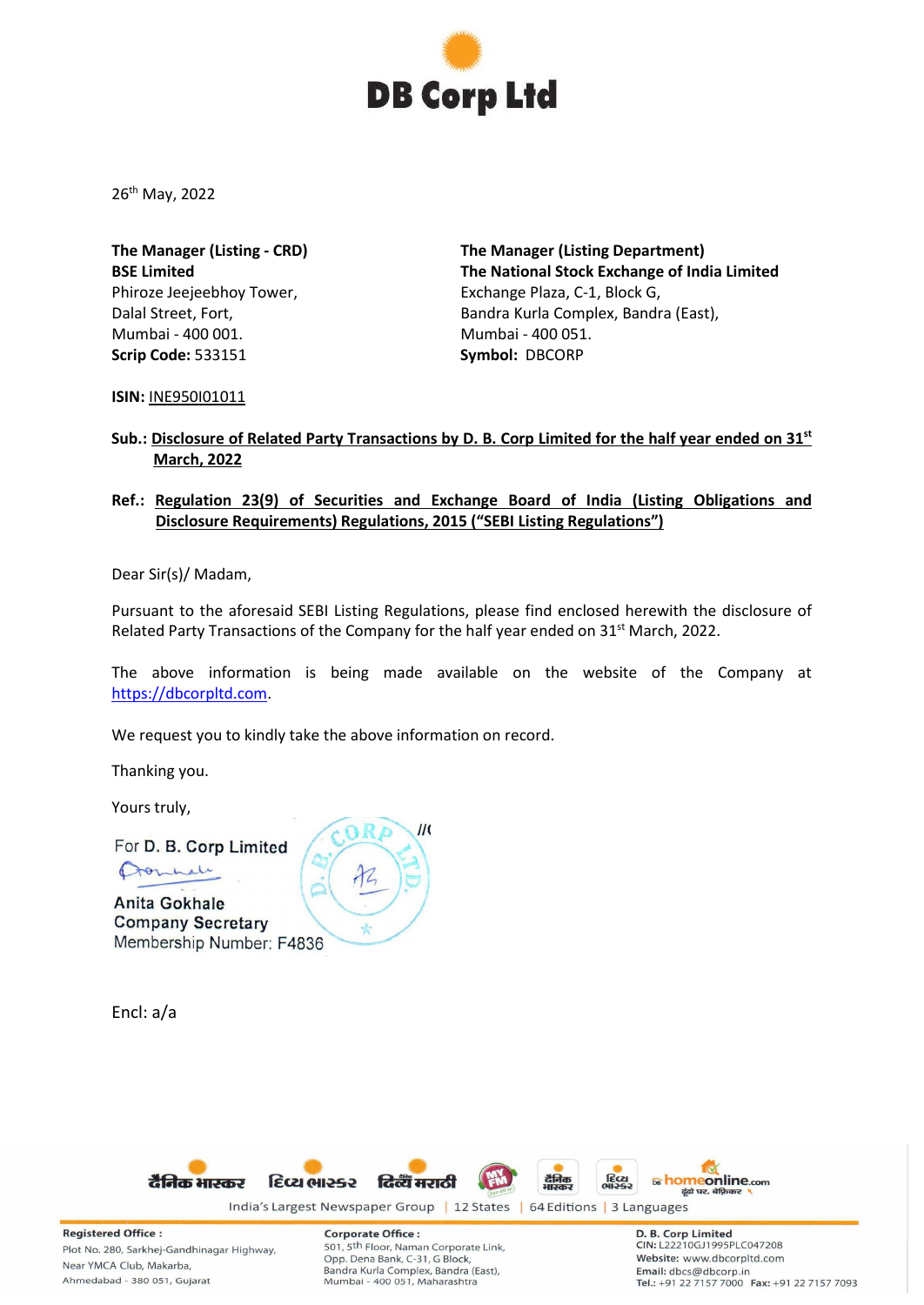# DB Corp Ltd

26th May, 2022

**The Manager (Listing - CRD)**
**BSE Limited**
Phiroze Jeejeebhoy Tower,
Dalal Street, Fort,
Mumbai - 400 001.
**Scrip Code:** 533151

**The Manager (Listing Department)**
**The National Stock Exchange of India Limited**
Exchange Plaza, C-1, Block G,
Bandra Kurla Complex, Bandra (East),
Mumbai - 400 051.
**Symbol:** DBCORP

**ISIN:** INE950I01011

**Sub.: Disclosure of Related Party Transactions by D. B. Corp Limited for the half year ended on 31st March, 2022**

**Ref.: Regulation 23(9) of Securities and Exchange Board of India (Listing Obligations and Disclosure Requirements) Regulations, 2015 ("SEBI Listing Regulations")**

Dear Sir(s)/ Madam,

Pursuant to the aforesaid SEBI Listing Regulations, please find enclosed herewith the disclosure of Related Party Transactions of the Company for the half year ended on 31st March, 2022.

The above information is being made available on the website of the Company at https://dbcorpltd.com.

We request you to kindly take the above information on record.

Thanking you.

Yours truly,

For D. B. Corp Limited

Anita Gokhale
Company Secretary
Membership Number: F4836

Encl: a/a

दैनिक भास्कर | દિવ્ય ભાસ્કર | दिव्य मराठी | MY FM | homeonline.com

India's Largest Newspaper Group | 12 States | 64 Editions | 3 Languages

**Registered Office :**
Plot No. 280, Sarkhej-Gandhinagar Highway,
Near YMCA Club, Makarba,
Ahmedabad - 380 051, Gujarat

**Corporate Office :**
501, 5th Floor, Naman Corporate Link,
Opp. Dena Bank, C-31, G Block,
Bandra Kurla Complex, Bandra (East),
Mumbai - 400 051, Maharashtra

**D. B. Corp Limited**
**CIN:** L22210GJ1995PLC047208
**Website:** www.dbcorpltd.com
**Email:** dbcs@dbcorp.in
**Tel.:** +91 22 7157 7000 **Fax:** +91 22 7157 7093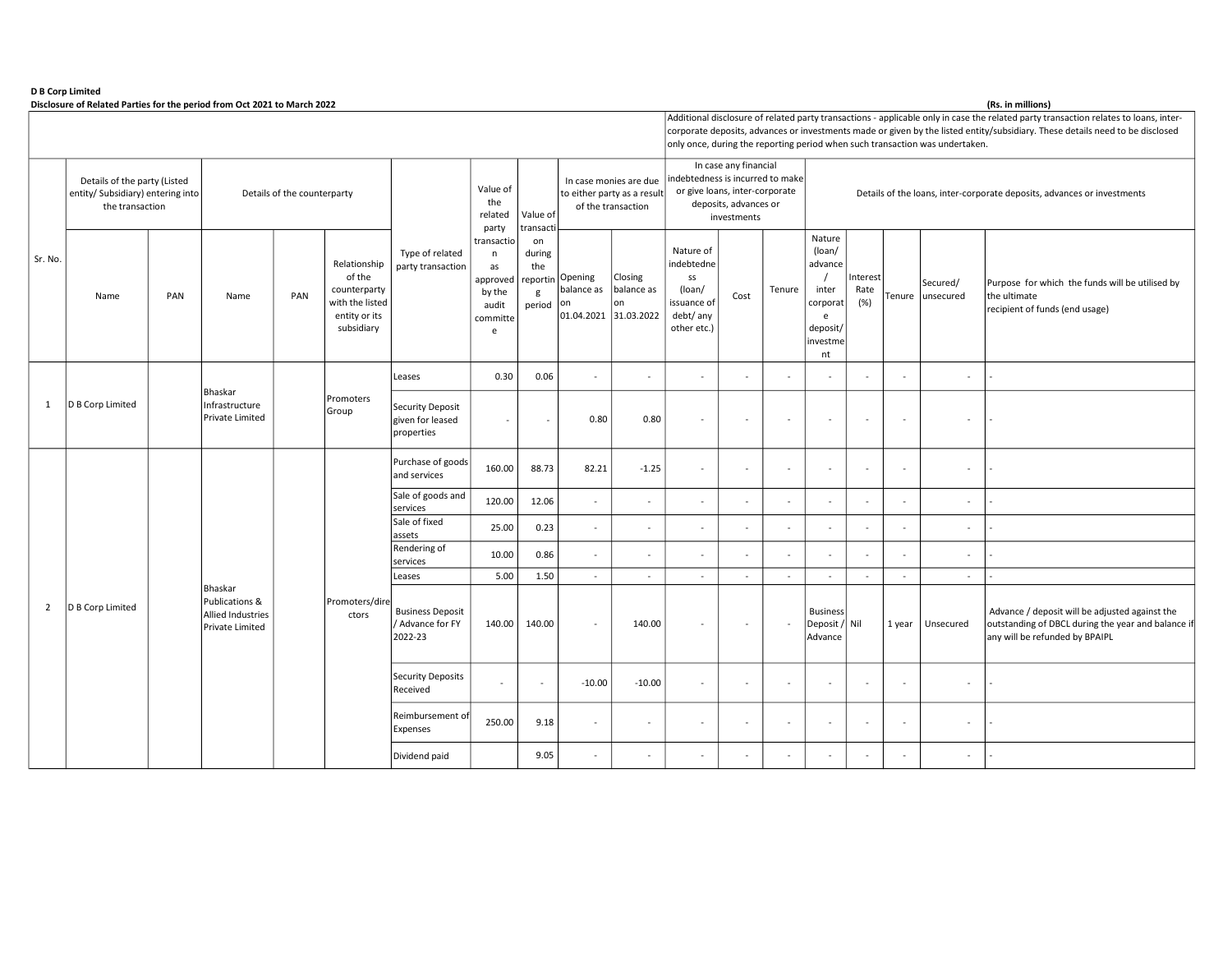**D B Corp Limited**

**Disclosure of Related Parties for the period from Oct 2021 to March 2022**

**(Rs. in millions)**

| Sr. No. | Details of the party (Listed entity/ Subsidiary) entering into the transaction | | Details of the counterparty | | | Type of related party transaction | Value of the related party transaction as approved by the audit committee | Value of transaction during the reporting period | In case monies are due to either party as a result of the transaction | | Additional disclosure of related party transactions - applicable only in case the related party transaction relates to loans, inter-corporate deposits, advances or investments made or given by the listed entity/subsidiary. These details need to be disclosed only once, during the reporting period when such transaction was undertaken. In case any financial indebtedness is incurred to make or give loans, inter-corporate deposits, advances or investments | | | Details of the loans, inter-corporate deposits, advances or investments | | | | |
|---|---|---|---|---|---|---|---|---|---|---|---|---|---|---|---|---|---|---|
| | Name | PAN | Name | PAN | Relationship of the counterparty with the listed entity or its subsidiary | | | | Opening balance as on 01.04.2021 | Closing balance as on 31.03.2022 | Nature of indebtedness (loan/ issuance of debt/ any other etc.) | Cost | Tenure | Nature (loan/ advance / inter corporate deposit/ investment | Interest Rate (%) | Tenure | Secured/ unsecured | Purpose for which the funds will be utilised by the ultimate recipient of funds (end usage) |
| 1 | D B Corp Limited | | Bhaskar Infrastructure Private Limited | | Promoters Group | Leases | 0.30 | 0.06 | - | - | - | - | - | - | - | - | - | - |
| | | | | | | Security Deposit given for leased properties | - | - | 0.80 | 0.80 | - | - | - | - | - | - | - | - |
| 2 | D B Corp Limited | | Bhaskar Publications & Allied Industries Private Limited | | Promoters/directors | Purchase of goods and services | 160.00 | 88.73 | 82.21 | -1.25 | - | - | - | - | - | - | - | - |
| | | | | | | Sale of goods and services | 120.00 | 12.06 | - | - | - | - | - | - | - | - | - | - |
| | | | | | | Sale of fixed assets | 25.00 | 0.23 | - | - | - | - | - | - | - | - | - | - |
| | | | | | | Rendering of services | 10.00 | 0.86 | - | - | - | - | - | - | - | - | - | - |
| | | | | | | Leases | 5.00 | 1.50 | - | - | - | - | - | - | - | - | - | - |
| | | | | | | Business Deposit / Advance for FY 2022-23 | 140.00 | 140.00 | - | 140.00 | - | - | - | Business Deposit / Advance | Nil | 1 year | Unsecured | Advance / deposit will be adjusted against the outstanding of DBCL during the year and balance if any will be refunded by BPAIPL |
| | | | | | | Security Deposits Received | - | - | -10.00 | -10.00 | - | - | - | - | - | - | - | - |
| | | | | | | Reimbursement of Expenses | 250.00 | 9.18 | - | - | - | - | - | - | - | - | - | - |
| | | | | | | Dividend paid | | 9.05 | - | - | - | - | - | - | - | - | - | - |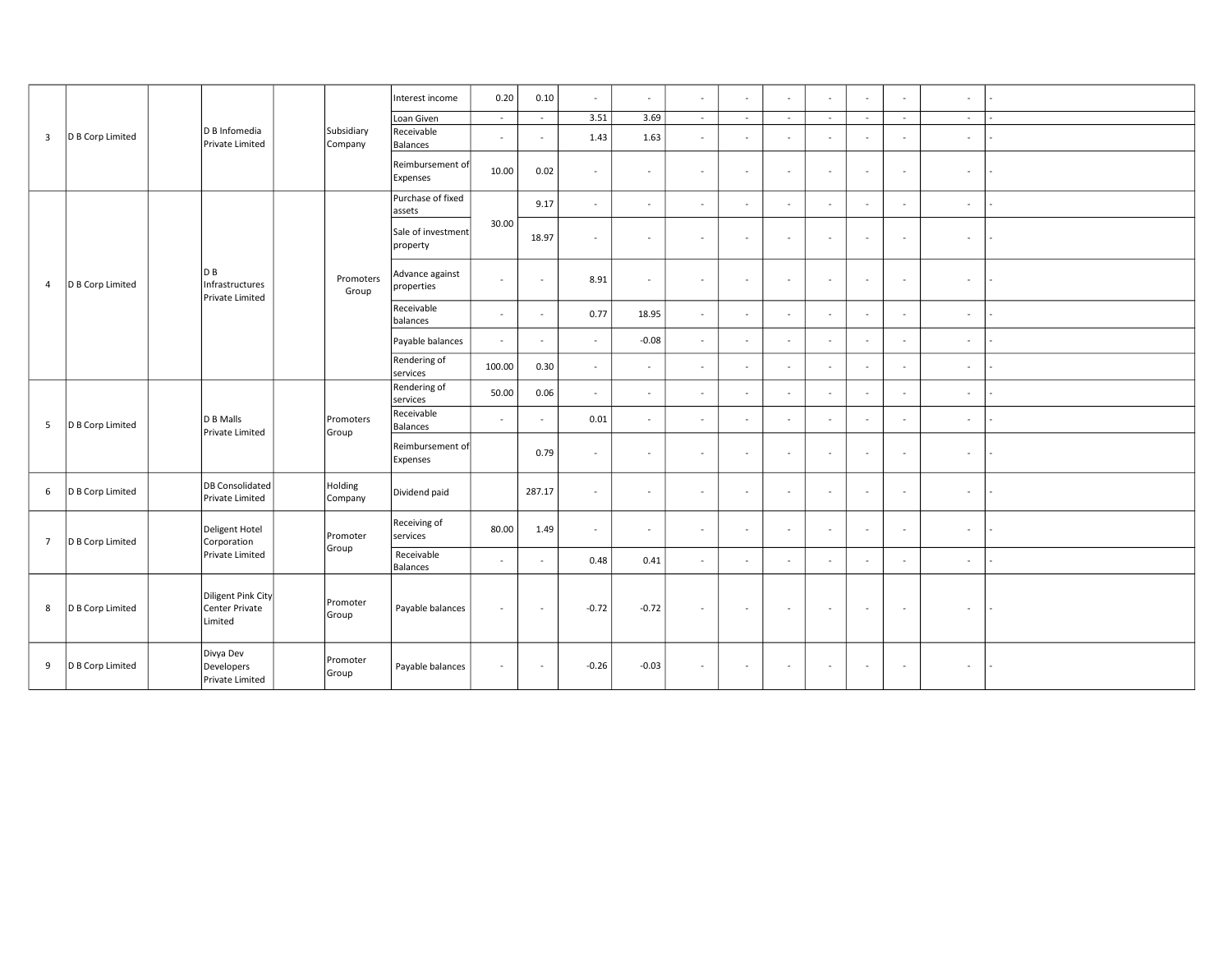| | | | | | | | | | | | | | | | | | |
|---|---|---|---|---|---|---|---|---|---|---|---|---|---|---|---|---|---|
| 3 | D B Corp Limited | | D B Infomedia Private Limited | | Subsidiary Company | Interest income | 0.20 | 0.10 | - | - | - | - | - | - | - | - | - | - |
| | | | | | | Loan Given | - | - | 3.51 | 3.69 | - | - | - | - | - | - | - | - |
| | | | | | | Receivable Balances | - | - | 1.43 | 1.63 | - | - | - | - | - | - | - | - |
| | | | | | | Reimbursement of Expenses | 10.00 | 0.02 | - | - | - | - | - | - | - | - | - | - |
| 4 | D B Corp Limited | | D B Infrastructures Private Limited | | Promoters Group | Purchase of fixed assets | 30.00 | 9.17 | - | - | - | - | - | - | - | - | - | - |
| | | | | | | Sale of investment property | | 18.97 | - | - | - | - | - | - | - | - | - | - |
| | | | | | | Advance against properties | - | - | 8.91 | - | - | - | - | - | - | - | - | - |
| | | | | | | Receivable balances | - | - | 0.77 | 18.95 | - | - | - | - | - | - | - | - |
| | | | | | | Payable balances | - | - | - | -0.08 | - | - | - | - | - | - | - | - |
| | | | | | | Rendering of services | 100.00 | 0.30 | - | - | - | - | - | - | - | - | - | - |
| 5 | D B Corp Limited | | D B Malls Private Limited | | Promoters Group | Rendering of services | 50.00 | 0.06 | - | - | - | - | - | - | - | - | - | - |
| | | | | | | Receivable Balances | - | - | 0.01 | - | - | - | - | - | - | - | - | - |
| | | | | | | Reimbursement of Expenses | | 0.79 | - | - | - | - | - | - | - | - | - | - |
| 6 | D B Corp Limited | | DB Consolidated Private Limited | | Holding Company | Dividend paid | | 287.17 | - | - | - | - | - | - | - | - | - | - |
| 7 | D B Corp Limited | | Deligent Hotel Corporation Private Limited | | Promoter Group | Receiving of services | 80.00 | 1.49 | - | - | - | - | - | - | - | - | - | - |
| | | | | | | Receivable Balances | - | - | 0.48 | 0.41 | - | - | - | - | - | - | - | - |
| 8 | D B Corp Limited | | Diligent Pink City Center Private Limited | | Promoter Group | Payable balances | - | - | -0.72 | -0.72 | - | - | - | - | - | - | - | - |
| 9 | D B Corp Limited | | Divya Dev Developers Private Limited | | Promoter Group | Payable balances | - | - | -0.26 | -0.03 | - | - | - | - | - | - | - | - |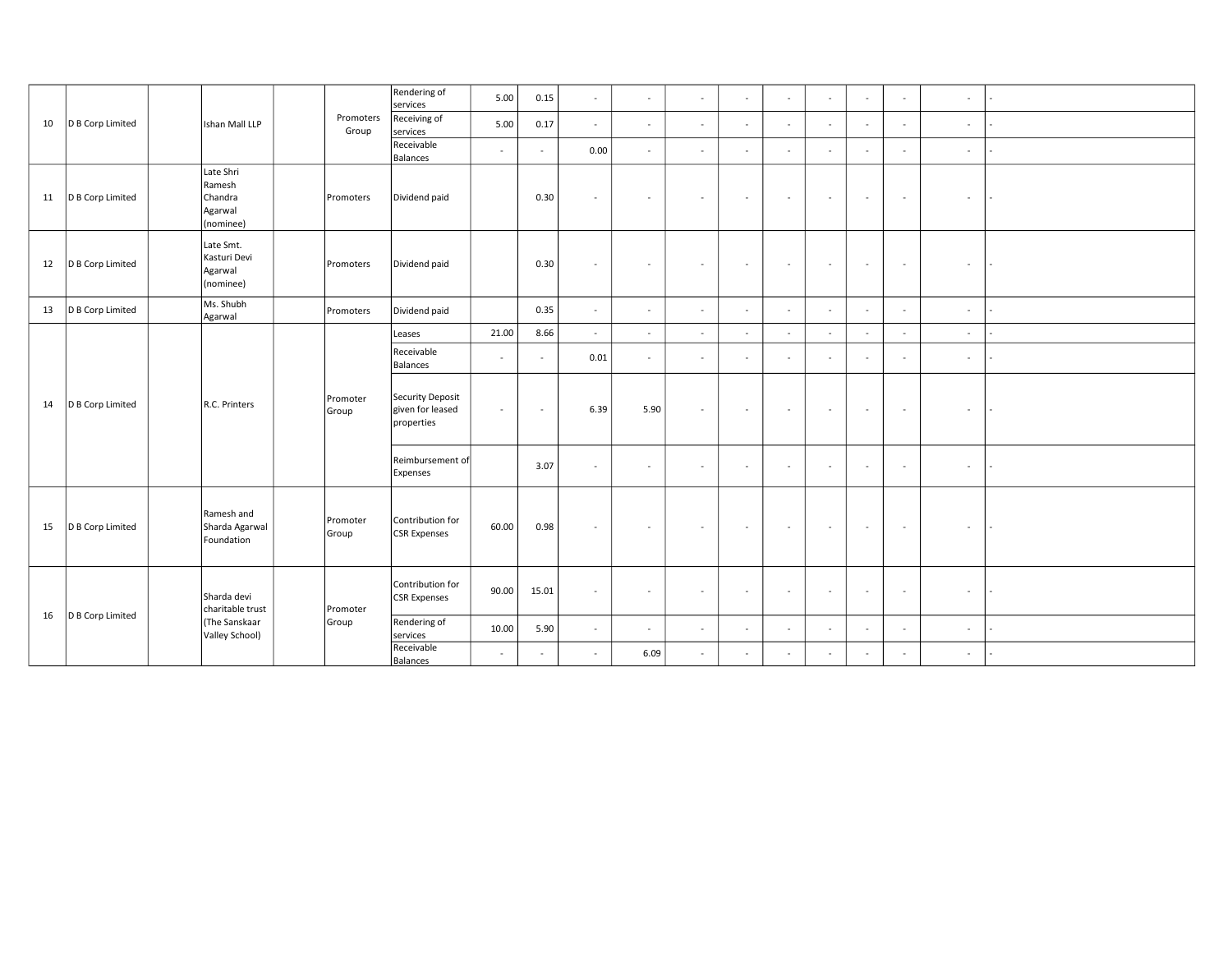| | | | | | | | | | | | | | | | | | | | |
|---|---|---|---|---|---|---|---|---|---|---|---|---|---|---|---|---|---|---|---|
| 10 | D B Corp Limited | | Ishan Mall LLP | | Promoters Group | Rendering of services | 5.00 | 0.15 | - | - | - | - | - | - | - | - | - | - |
| | | | | | | Receiving of services | 5.00 | 0.17 | - | - | - | - | - | - | - | - | - | - |
| | | | | | | Receivable Balances | - | - | 0.00 | - | - | - | - | - | - | - | - | - |
| 11 | D B Corp Limited | | Late Shri Ramesh Chandra Agarwal (nominee) | | Promoters | Dividend paid | | 0.30 | - | - | - | - | - | - | - | - | - | - |
| 12 | D B Corp Limited | | Late Smt. Kasturi Devi Agarwal (nominee) | | Promoters | Dividend paid | | 0.30 | - | - | - | - | - | - | - | - | - | - |
| 13 | D B Corp Limited | | Ms. Shubh Agarwal | | Promoters | Dividend paid | | 0.35 | - | - | - | - | - | - | - | - | - | - |
| 14 | D B Corp Limited | | R.C. Printers | | Promoter Group | Leases | 21.00 | 8.66 | - | - | - | - | - | - | - | - | - | - |
| | | | | | | Receivable Balances | - | - | 0.01 | - | - | - | - | - | - | - | - | - |
| | | | | | | Security Deposit given for leased properties | - | - | 6.39 | 5.90 | - | - | - | - | - | - | - | - |
| | | | | | | Reimbursement of Expenses | | 3.07 | - | - | - | - | - | - | - | - | - | - |
| 15 | D B Corp Limited | | Ramesh and Sharda Agarwal Foundation | | Promoter Group | Contribution for CSR Expenses | 60.00 | 0.98 | - | - | - | - | - | - | - | - | - | - |
| 16 | D B Corp Limited | | Sharda devi charitable trust (The Sanskaar Valley School) | | Promoter Group | Contribution for CSR Expenses | 90.00 | 15.01 | - | - | - | - | - | - | - | - | - | - |
| | | | | | | Rendering of services | 10.00 | 5.90 | - | - | - | - | - | - | - | - | - | - |
| | | | | | | Receivable Balances | - | - | - | 6.09 | - | - | - | - | - | - | - | - |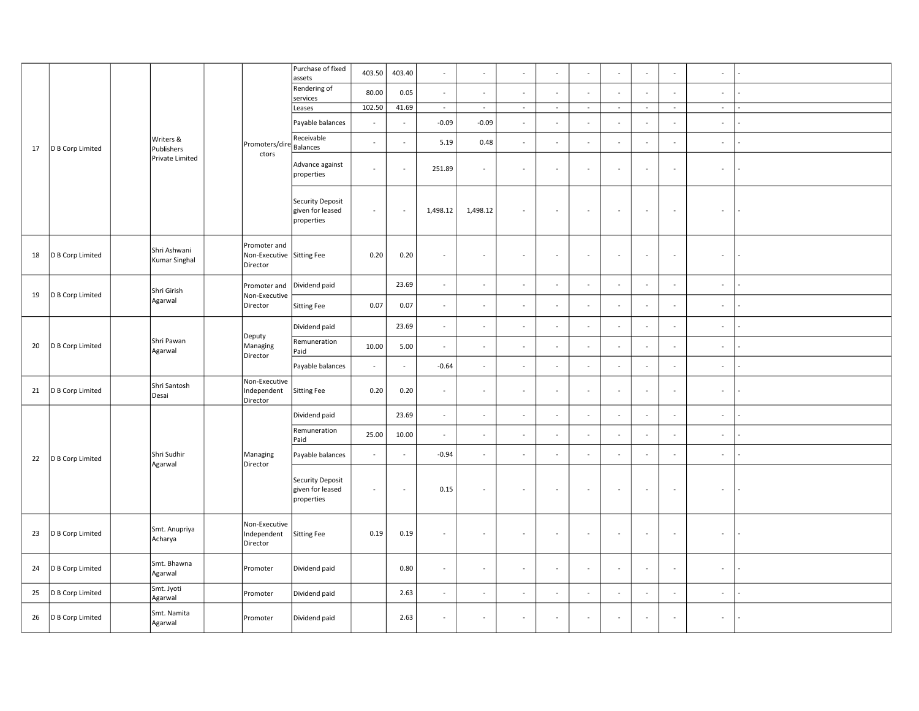| | | | | | | | | | | | | | | | | | | |
|---|---|---|---|---|---|---|---|---|---|---|---|---|---|---|---|---|---|---|
| 17 | D B Corp Limited | | Writers & Publishers Private Limited | | Promoters/directors | Purchase of fixed assets | 403.50 | 403.40 | - | - | - | - | - | - | - | - | - | - |
| | | | | | | Rendering of services | 80.00 | 0.05 | - | - | - | - | - | - | - | - | - | - |
| | | | | | | Leases | 102.50 | 41.69 | - | - | - | - | - | - | - | - | - | - |
| | | | | | | Payable balances | - | - | -0.09 | -0.09 | - | - | - | - | - | - | - | - |
| | | | | | | Receivable Balances | - | - | 5.19 | 0.48 | - | - | - | - | - | - | - | - |
| | | | | | | Advance against properties | - | - | 251.89 | - | - | - | - | - | - | - | - | - |
| | | | | | | Security Deposit given for leased properties | - | - | 1,498.12 | 1,498.12 | - | - | - | - | - | - | - | - |
| 18 | D B Corp Limited | | Shri Ashwani Kumar Singhal | | Promoter and Non-Executive Director | Sitting Fee | 0.20 | 0.20 | - | - | - | - | - | - | - | - | - | - |
| 19 | D B Corp Limited | | Shri Girish Agarwal | | Promoter and Non-Executive Director | Dividend paid | | 23.69 | - | - | - | - | - | - | - | - | - | - |
| | | | | | | Sitting Fee | 0.07 | 0.07 | - | - | - | - | - | - | - | - | - | - |
| 20 | D B Corp Limited | | Shri Pawan Agarwal | | Deputy Managing Director | Dividend paid | | 23.69 | - | - | - | - | - | - | - | - | - | - |
| | | | | | | Remuneration Paid | 10.00 | 5.00 | - | - | - | - | - | - | - | - | - | - |
| | | | | | | Payable balances | - | - | -0.64 | - | - | - | - | - | - | - | - | - |
| 21 | D B Corp Limited | | Shri Santosh Desai | | Non-Executive Independent Director | Sitting Fee | 0.20 | 0.20 | - | - | - | - | - | - | - | - | - | - |
| 22 | D B Corp Limited | | Shri Sudhir Agarwal | | Managing Director | Dividend paid | | 23.69 | - | - | - | - | - | - | - | - | - | - |
| | | | | | | Remuneration Paid | 25.00 | 10.00 | - | - | - | - | - | - | - | - | - | - |
| | | | | | | Payable balances | - | - | -0.94 | - | - | - | - | - | - | - | - | - |
| | | | | | | Security Deposit given for leased properties | - | - | 0.15 | - | - | - | - | - | - | - | - | - |
| 23 | D B Corp Limited | | Smt. Anupriya Acharya | | Non-Executive Independent Director | Sitting Fee | 0.19 | 0.19 | - | - | - | - | - | - | - | - | - | - |
| 24 | D B Corp Limited | | Smt. Bhawna Agarwal | | Promoter | Dividend paid | | 0.80 | - | - | - | - | - | - | - | - | - | - |
| 25 | D B Corp Limited | | Smt. Jyoti Agarwal | | Promoter | Dividend paid | | 2.63 | - | - | - | - | - | - | - | - | - | - |
| 26 | D B Corp Limited | | Smt. Namita Agarwal | | Promoter | Dividend paid | | 2.63 | - | - | - | - | - | - | - | - | - | - |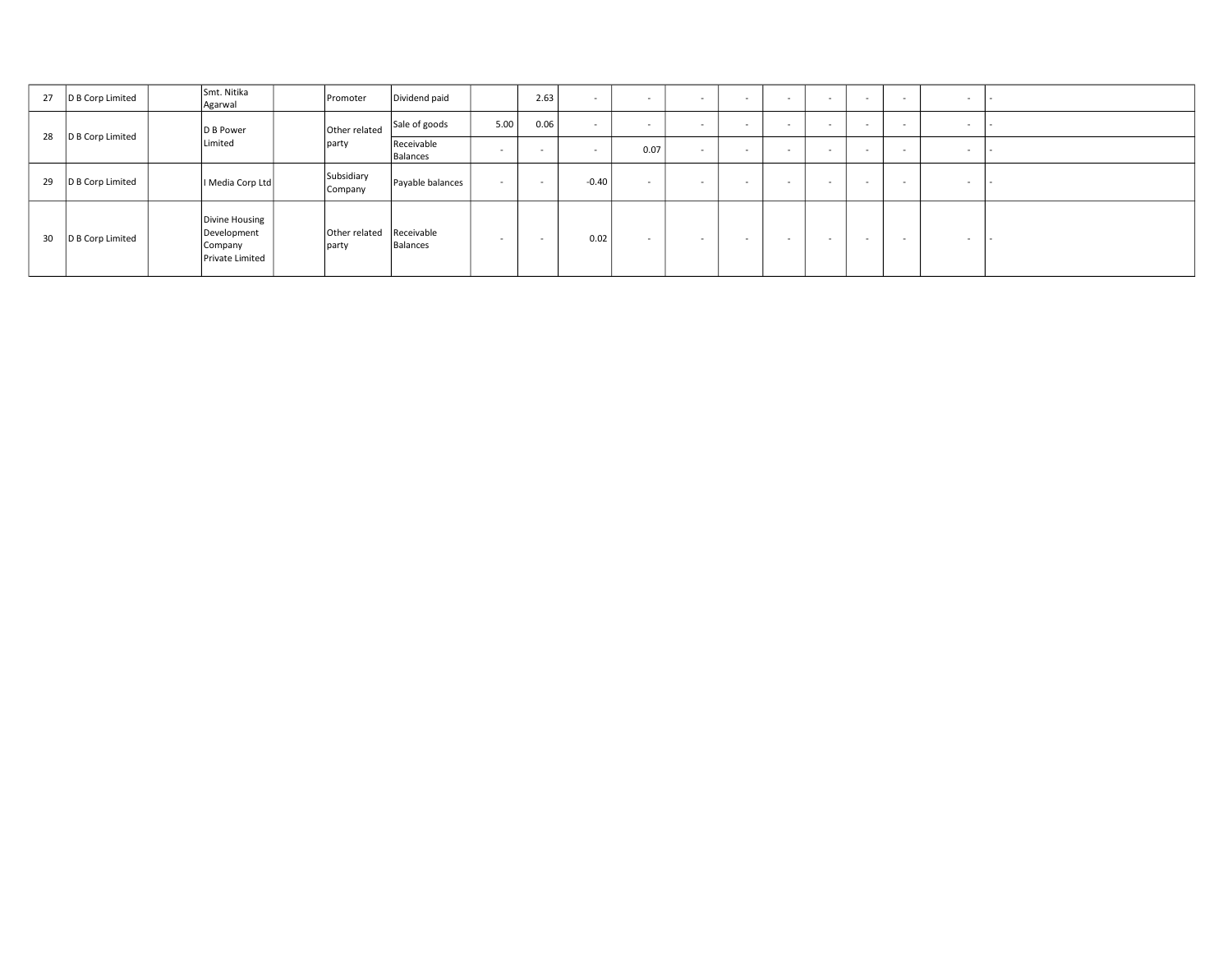| | | | | | | | | | | | | | | | | | | |
|---|---|---|---|---|---|---|---|---|---|---|---|---|---|---|---|---|---|---|
| 27 | D B Corp Limited | | Smt. Nitika Agarwal | | Promoter | Dividend paid | | 2.63 | - | - | - | - | - | - | - | - | - | - |
| 28 | D B Corp Limited | | D B Power Limited | | Other related party | Sale of goods | 5.00 | 0.06 | - | - | - | - | - | - | - | - | - | - |
| | | | | | | Receivable Balances | - | - | - | 0.07 | - | - | - | - | - | - | - | - |
| 29 | D B Corp Limited | | I Media Corp Ltd | | Subsidiary Company | Payable balances | - | - | -0.40 | - | - | - | - | - | - | - | - | - |
| 30 | D B Corp Limited | | Divine Housing Development Company Private Limited | | Other related party | Receivable Balances | - | - | 0.02 | - | - | - | - | - | - | - | - | - |